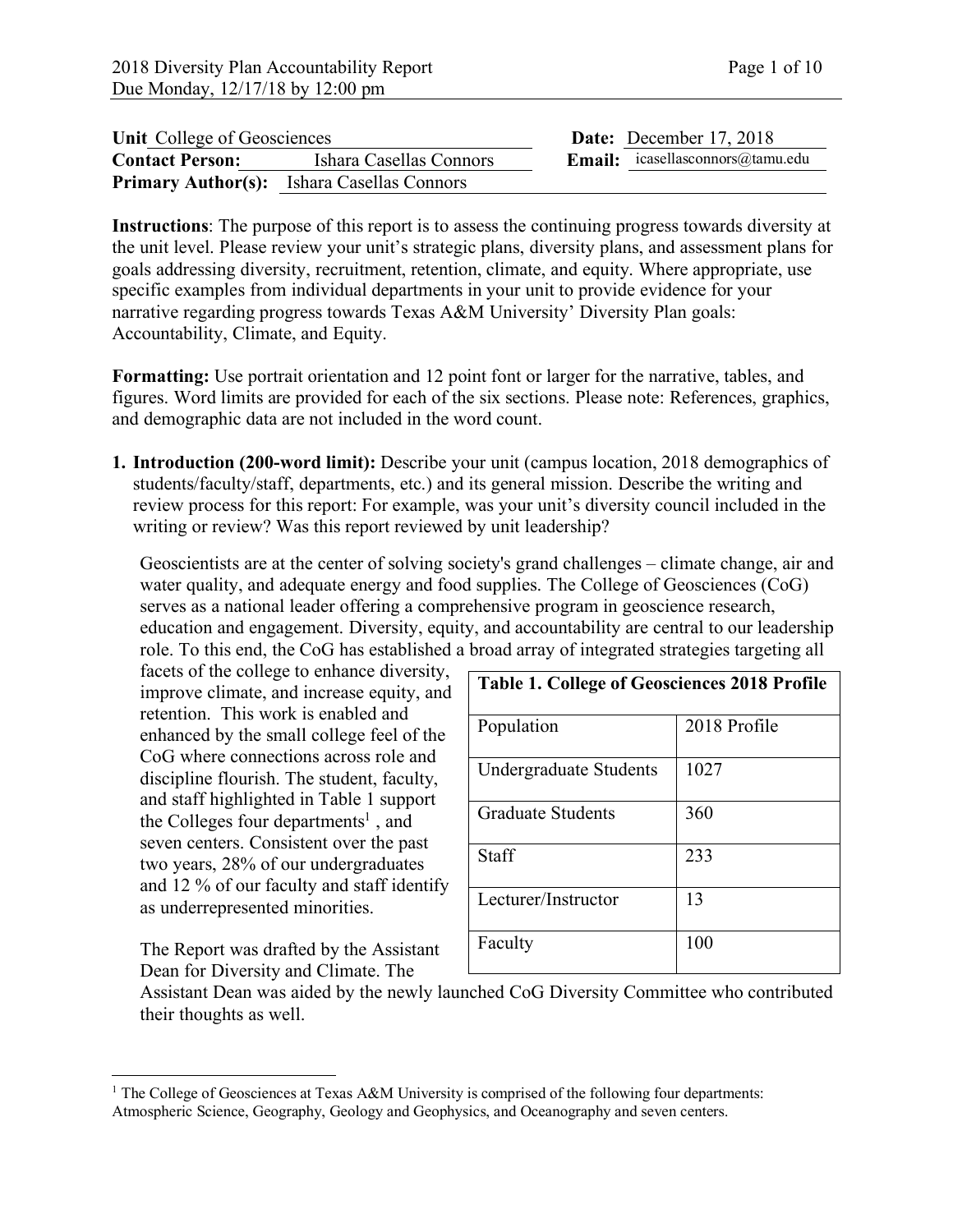| **Unit** College of Geosciences | **Date:** December 17, 2018 |
| --- | --- |
| **Contact Person:** Ishara Casellas Connors | **Email:** icasellasconnors@tamu.edu |
| **Primary Author(s):** Ishara Casellas Connors | |

**Instructions**: The purpose of this report is to assess the continuing progress towards diversity at the unit level. Please review your unit's strategic plans, diversity plans, and assessment plans for goals addressing diversity, recruitment, retention, climate, and equity. Where appropriate, use specific examples from individual departments in your unit to provide evidence for your narrative regarding progress towards Texas A&M University' Diversity Plan goals: Accountability, Climate, and Equity.

**Formatting:** Use portrait orientation and 12 point font or larger for the narrative, tables, and figures. Word limits are provided for each of the six sections. Please note: References, graphics, and demographic data are not included in the word count.

1. **Introduction (200-word limit):** Describe your unit (campus location, 2018 demographics of students/faculty/staff, departments, etc.) and its general mission. Describe the writing and review process for this report: For example, was your unit's diversity council included in the writing or review? Was this report reviewed by unit leadership?

   Geoscientists are at the center of solving society's grand challenges – climate change, air and water quality, and adequate energy and food supplies. The College of Geosciences (CoG) serves as a national leader offering a comprehensive program in geoscience research, education and engagement. Diversity, equity, and accountability are central to our leadership role. To this end, the CoG has established a broad array of integrated strategies targeting all facets of the college to enhance diversity, improve climate, and increase equity, and retention. This work is enabled and enhanced by the small college feel of the CoG where connections across role and discipline flourish. The student, faculty, and staff highlighted in Table 1 support the Colleges four departments[1] , and seven centers. Consistent over the past two years, 28% of our undergraduates and 12 % of our faculty and staff identify as underrepresented minorities.

   **Table 1. College of Geosciences 2018 Profile**

   | Population | 2018 Profile |
   | --- | --- |
   | Undergraduate Students | 1027 |
   | Graduate Students | 360 |
   | Staff | 233 |
   | Lecturer/Instructor | 13 |
   | Faculty | 100 |

   The Report was drafted by the Assistant Dean for Diversity and Climate. The Assistant Dean was aided by the newly launched CoG Diversity Committee who contributed their thoughts as well.

[1] The College of Geosciences at Texas A&M University is comprised of the following four departments: Atmospheric Science, Geography, Geology and Geophysics, and Oceanography and seven centers.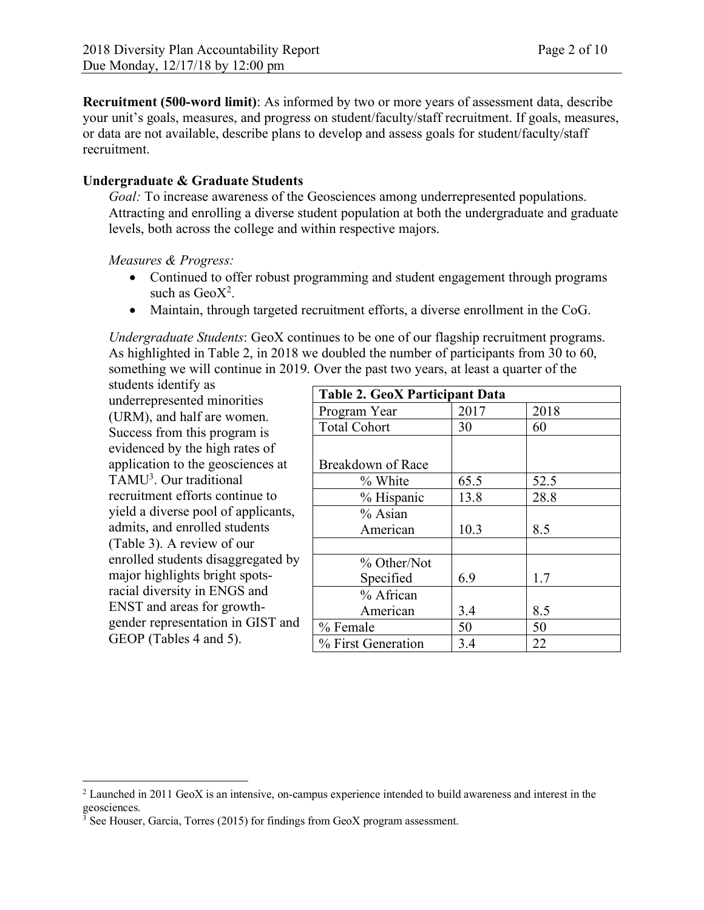**Recruitment (500-word limit)**: As informed by two or more years of assessment data, describe your unit's goals, measures, and progress on student/faculty/staff recruitment. If goals, measures, or data are not available, describe plans to develop and assess goals for student/faculty/staff recruitment.

**Undergraduate & Graduate Students**

*Goal:* To increase awareness of the Geosciences among underrepresented populations. Attracting and enrolling a diverse student population at both the undergraduate and graduate levels, both across the college and within respective majors.

*Measures & Progress:*

- Continued to offer robust programming and student engagement through programs such as GeoX[2].
- Maintain, through targeted recruitment efforts, a diverse enrollment in the CoG.

*Undergraduate Students*: GeoX continues to be one of our flagship recruitment programs. As highlighted in Table 2, in 2018 we doubled the number of participants from 30 to 60, something we will continue in 2019. Over the past two years, at least a quarter of the students identify as underrepresented minorities (URM), and half are women. Success from this program is evidenced by the high rates of application to the geosciences at TAMU[3]. Our traditional recruitment efforts continue to yield a diverse pool of applicants, admits, and enrolled students (Table 3). A review of our enrolled students disaggregated by major highlights bright spots-racial diversity in ENGS and ENST and areas for growth-gender representation in GIST and GEOP (Tables 4 and 5).

| Table 2. GeoX Participant Data | | |
|---|---|---|
| Program Year | 2017 | 2018 |
| Total Cohort | 30 | 60 |
| Breakdown of Race | | |
| % White | 65.5 | 52.5 |
| % Hispanic | 13.8 | 28.8 |
| % Asian American | 10.3 | 8.5 |
| | | |
| % Other/Not Specified | 6.9 | 1.7 |
| % African American | 3.4 | 8.5 |
| % Female | 50 | 50 |
| % First Generation | 3.4 | 22 |

[2] Launched in 2011 GeoX is an intensive, on-campus experience intended to build awareness and interest in the geosciences.

[3] See Houser, Garcia, Torres (2015) for findings from GeoX program assessment.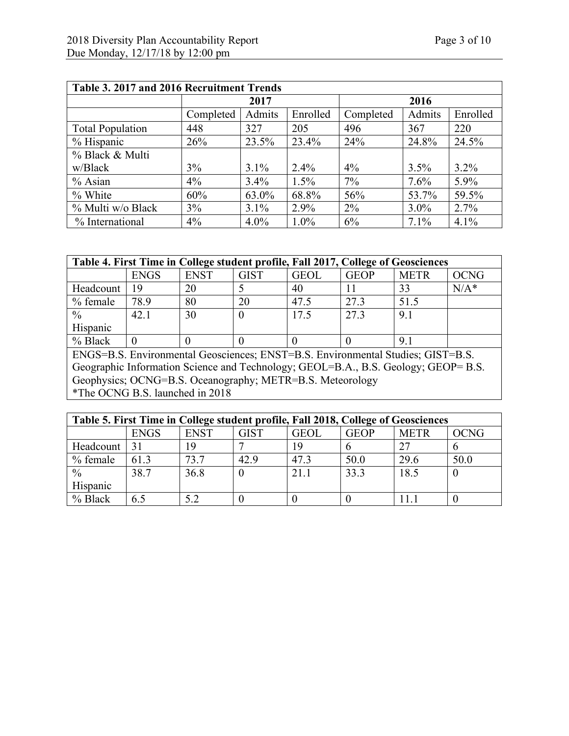| Table 3. 2017 and 2016 Recruitment Trends | | | | | | |
|---|---|---|---|---|---|---|
| | 2017 | | | 2016 | | |
| | Completed | Admits | Enrolled | Completed | Admits | Enrolled |
| Total Population | 448 | 327 | 205 | 496 | 367 | 220 |
| % Hispanic | 26% | 23.5% | 23.4% | 24% | 24.8% | 24.5% |
| % Black & Multi w/Black | 3% | 3.1% | 2.4% | 4% | 3.5% | 3.2% |
| % Asian | 4% | 3.4% | 1.5% | 7% | 7.6% | 5.9% |
| % White | 60% | 63.0% | 68.8% | 56% | 53.7% | 59.5% |
| % Multi w/o Black | 3% | 3.1% | 2.9% | 2% | 3.0% | 2.7% |
| % International | 4% | 4.0% | 1.0% | 6% | 7.1% | 4.1% |

| Table 4. First Time in College student profile, Fall 2017, College of Geosciences | | | | | | | |
|---|---|---|---|---|---|---|---|
| | ENGS | ENST | GIST | GEOL | GEOP | METR | OCNG |
| Headcount | 19 | 20 | 5 | 40 | 11 | 33 | N/A* |
| % female | 78.9 | 80 | 20 | 47.5 | 27.3 | 51.5 | |
| % Hispanic | 42.1 | 30 | 0 | 17.5 | 27.3 | 9.1 | |
| % Black | 0 | 0 | 0 | 0 | 0 | 9.1 | |

ENGS=B.S. Environmental Geosciences; ENST=B.S. Environmental Studies; GIST=B.S. Geographic Information Science and Technology; GEOL=B.A., B.S. Geology; GEOP= B.S. Geophysics; OCNG=B.S. Oceanography; METR=B.S. Meteorology
*The OCNG B.S. launched in 2018

| Table 5. First Time in College student profile, Fall 2018, College of Geosciences | | | | | | | |
|---|---|---|---|---|---|---|---|
| | ENGS | ENST | GIST | GEOL | GEOP | METR | OCNG |
| Headcount | 31 | 19 | 7 | 19 | 6 | 27 | 6 |
| % female | 61.3 | 73.7 | 42.9 | 47.3 | 50.0 | 29.6 | 50.0 |
| % Hispanic | 38.7 | 36.8 | 0 | 21.1 | 33.3 | 18.5 | 0 |
| % Black | 6.5 | 5.2 | 0 | 0 | 0 | 11.1 | 0 |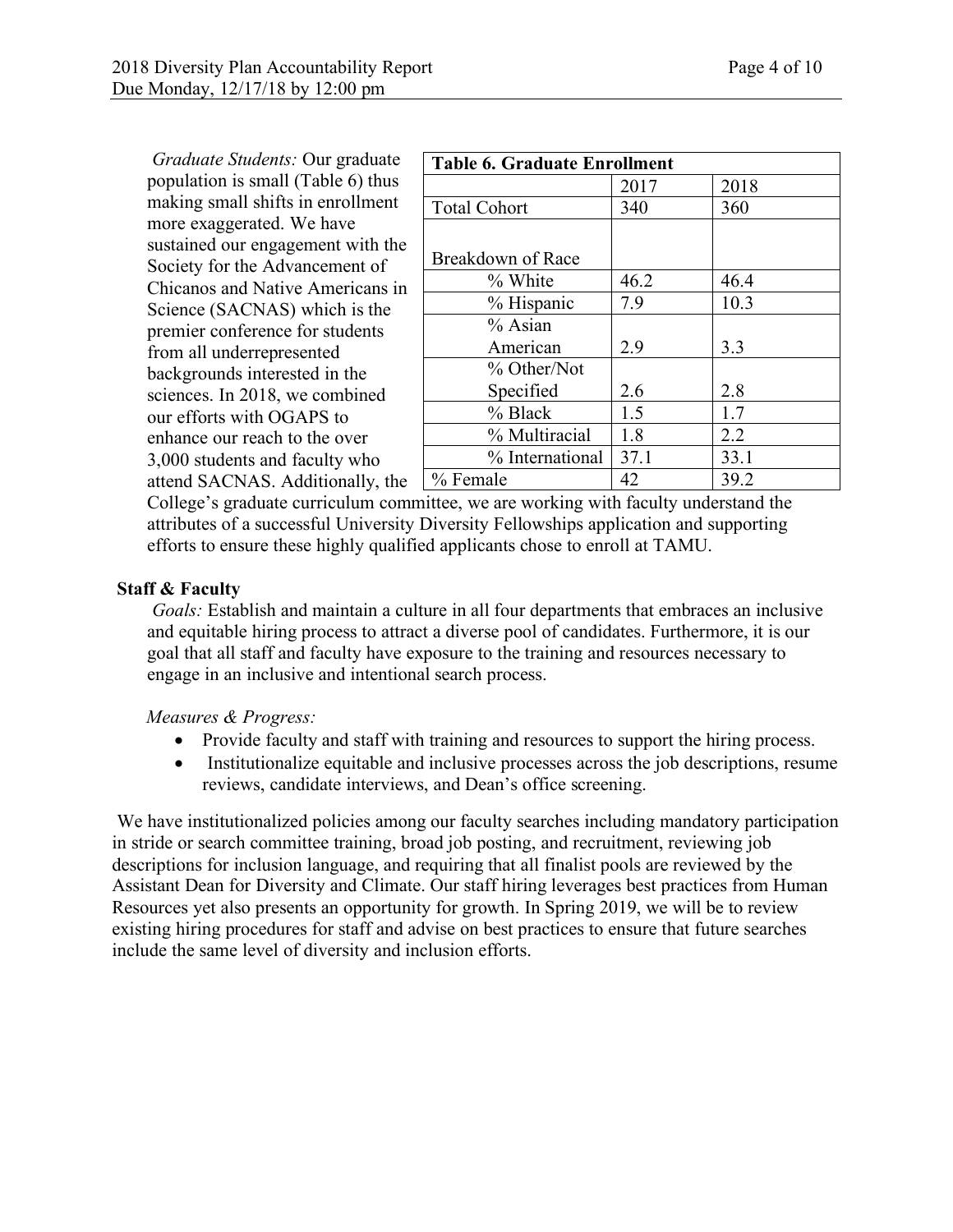*Graduate Students:* Our graduate population is small (Table 6) thus making small shifts in enrollment more exaggerated. We have sustained our engagement with the Society for the Advancement of Chicanos and Native Americans in Science (SACNAS) which is the premier conference for students from all underrepresented backgrounds interested in the sciences. In 2018, we combined our efforts with OGAPS to enhance our reach to the over 3,000 students and faculty who attend SACNAS. Additionally, the College's graduate curriculum committee, we are working with faculty understand the attributes of a successful University Diversity Fellowships application and supporting efforts to ensure these highly qualified applicants chose to enroll at TAMU.

| **Table 6. Graduate Enrollment** | | |
|---|---|---|
| | 2017 | 2018 |
| Total Cohort | 340 | 360 |
| Breakdown of Race | | |
| % White | 46.2 | 46.4 |
| % Hispanic | 7.9 | 10.3 |
| % Asian American | 2.9 | 3.3 |
| % Other/Not Specified | 2.6 | 2.8 |
| % Black | 1.5 | 1.7 |
| % Multiracial | 1.8 | 2.2 |
| % International | 37.1 | 33.1 |
| % Female | 42 | 39.2 |

**Staff & Faculty**

*Goals:* Establish and maintain a culture in all four departments that embraces an inclusive and equitable hiring process to attract a diverse pool of candidates. Furthermore, it is our goal that all staff and faculty have exposure to the training and resources necessary to engage in an inclusive and intentional search process.

*Measures & Progress:*

- Provide faculty and staff with training and resources to support the hiring process.
- Institutionalize equitable and inclusive processes across the job descriptions, resume reviews, candidate interviews, and Dean's office screening.

We have institutionalized policies among our faculty searches including mandatory participation in stride or search committee training, broad job posting, and recruitment, reviewing job descriptions for inclusion language, and requiring that all finalist pools are reviewed by the Assistant Dean for Diversity and Climate. Our staff hiring leverages best practices from Human Resources yet also presents an opportunity for growth. In Spring 2019, we will be to review existing hiring procedures for staff and advise on best practices to ensure that future searches include the same level of diversity and inclusion efforts.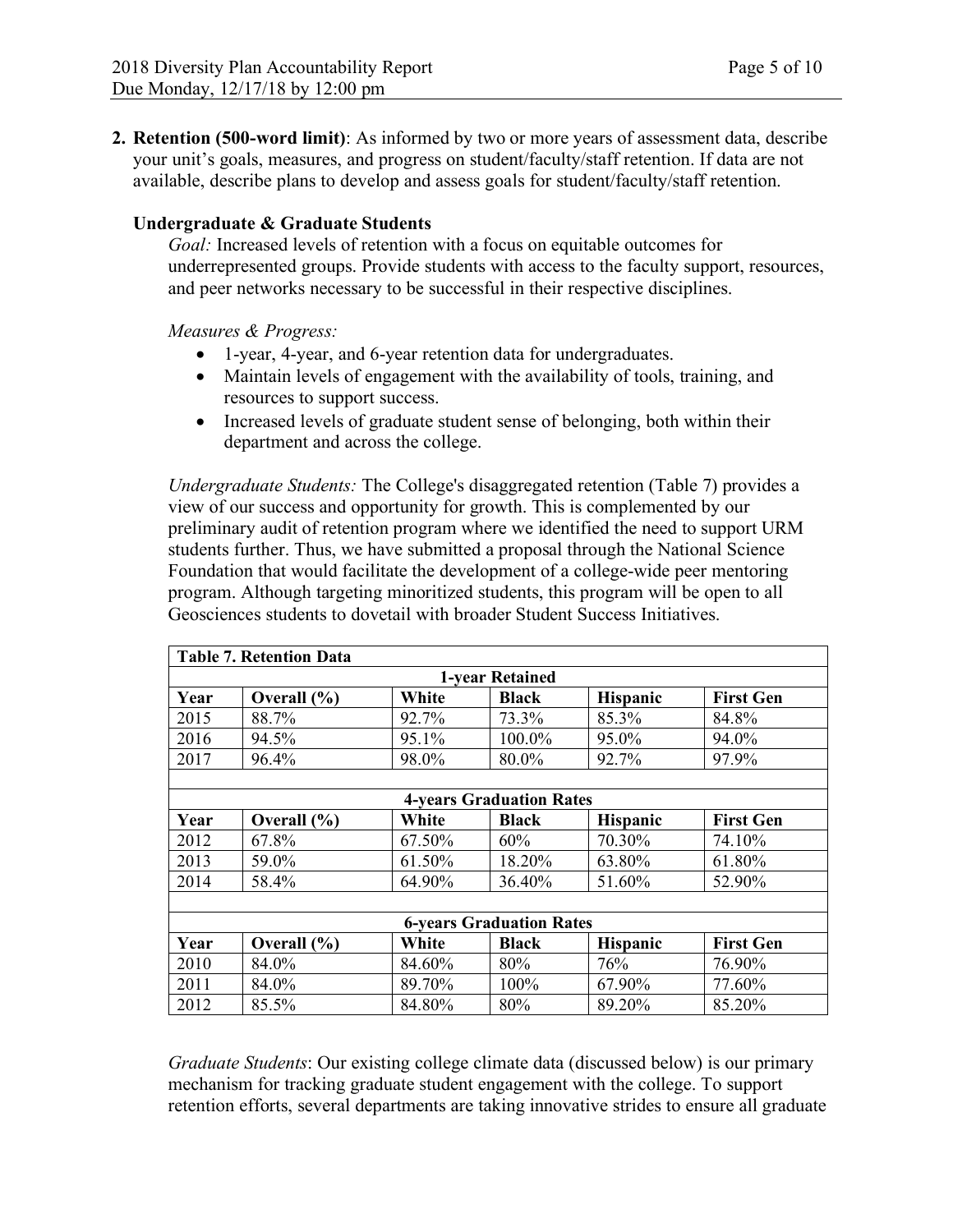**2. Retention (500-word limit)**: As informed by two or more years of assessment data, describe your unit's goals, measures, and progress on student/faculty/staff retention. If data are not available, describe plans to develop and assess goals for student/faculty/staff retention.

**Undergraduate & Graduate Students**

*Goal:* Increased levels of retention with a focus on equitable outcomes for underrepresented groups. Provide students with access to the faculty support, resources, and peer networks necessary to be successful in their respective disciplines.

*Measures & Progress:*

- 1-year, 4-year, and 6-year retention data for undergraduates.
- Maintain levels of engagement with the availability of tools, training, and resources to support success.
- Increased levels of graduate student sense of belonging, both within their department and across the college.

*Undergraduate Students:* The College's disaggregated retention (Table 7) provides a view of our success and opportunity for growth. This is complemented by our preliminary audit of retention program where we identified the need to support URM students further. Thus, we have submitted a proposal through the National Science Foundation that would facilitate the development of a college-wide peer mentoring program. Although targeting minoritized students, this program will be open to all Geosciences students to dovetail with broader Student Success Initiatives.

| **Table 7. Retention Data** | | | | | |
|---|---|---|---|---|---|
| | | **1-year Retained** | | | |
| **Year** | **Overall (%)** | **White** | **Black** | **Hispanic** | **First Gen** |
| 2015 | 88.7% | 92.7% | 73.3% | 85.3% | 84.8% |
| 2016 | 94.5% | 95.1% | 100.0% | 95.0% | 94.0% |
| 2017 | 96.4% | 98.0% | 80.0% | 92.7% | 97.9% |
| | | | | | |
| | | **4-years Graduation Rates** | | | |
| **Year** | **Overall (%)** | **White** | **Black** | **Hispanic** | **First Gen** |
| 2012 | 67.8% | 67.50% | 60% | 70.30% | 74.10% |
| 2013 | 59.0% | 61.50% | 18.20% | 63.80% | 61.80% |
| 2014 | 58.4% | 64.90% | 36.40% | 51.60% | 52.90% |
| | | | | | |
| | | **6-years Graduation Rates** | | | |
| **Year** | **Overall (%)** | **White** | **Black** | **Hispanic** | **First Gen** |
| 2010 | 84.0% | 84.60% | 80% | 76% | 76.90% |
| 2011 | 84.0% | 89.70% | 100% | 67.90% | 77.60% |
| 2012 | 85.5% | 84.80% | 80% | 89.20% | 85.20% |

*Graduate Students*: Our existing college climate data (discussed below) is our primary mechanism for tracking graduate student engagement with the college. To support retention efforts, several departments are taking innovative strides to ensure all graduate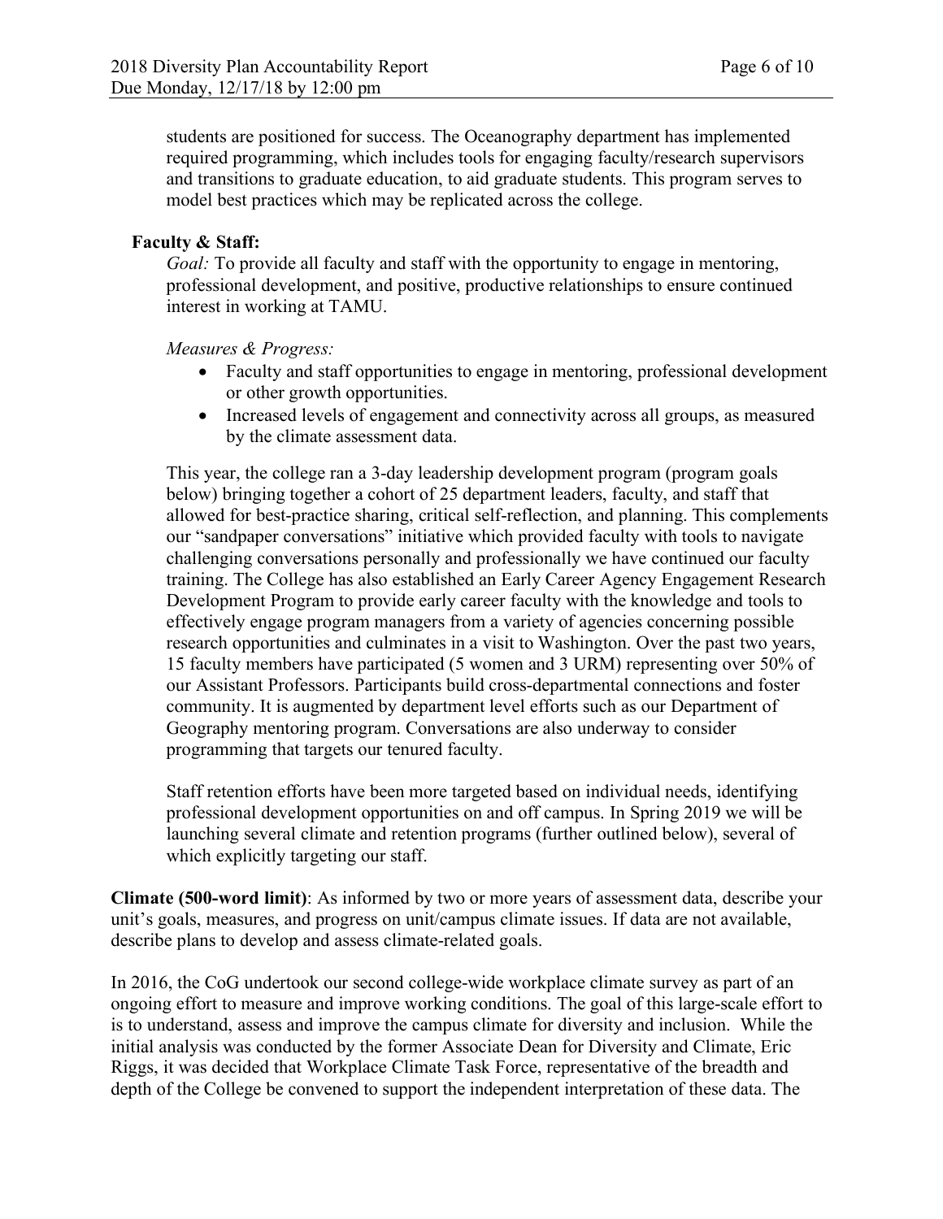students are positioned for success. The Oceanography department has implemented required programming, which includes tools for engaging faculty/research supervisors and transitions to graduate education, to aid graduate students. This program serves to model best practices which may be replicated across the college.

**Faculty & Staff:**

*Goal:* To provide all faculty and staff with the opportunity to engage in mentoring, professional development, and positive, productive relationships to ensure continued interest in working at TAMU.

*Measures & Progress:*

- Faculty and staff opportunities to engage in mentoring, professional development or other growth opportunities.
- Increased levels of engagement and connectivity across all groups, as measured by the climate assessment data.

This year, the college ran a 3-day leadership development program (program goals below) bringing together a cohort of 25 department leaders, faculty, and staff that allowed for best-practice sharing, critical self-reflection, and planning. This complements our "sandpaper conversations" initiative which provided faculty with tools to navigate challenging conversations personally and professionally we have continued our faculty training. The College has also established an Early Career Agency Engagement Research Development Program to provide early career faculty with the knowledge and tools to effectively engage program managers from a variety of agencies concerning possible research opportunities and culminates in a visit to Washington. Over the past two years, 15 faculty members have participated (5 women and 3 URM) representing over 50% of our Assistant Professors. Participants build cross-departmental connections and foster community. It is augmented by department level efforts such as our Department of Geography mentoring program. Conversations are also underway to consider programming that targets our tenured faculty.

Staff retention efforts have been more targeted based on individual needs, identifying professional development opportunities on and off campus. In Spring 2019 we will be launching several climate and retention programs (further outlined below), several of which explicitly targeting our staff.

**Climate (500-word limit)**: As informed by two or more years of assessment data, describe your unit's goals, measures, and progress on unit/campus climate issues. If data are not available, describe plans to develop and assess climate-related goals.

In 2016, the CoG undertook our second college-wide workplace climate survey as part of an ongoing effort to measure and improve working conditions. The goal of this large-scale effort to is to understand, assess and improve the campus climate for diversity and inclusion. While the initial analysis was conducted by the former Associate Dean for Diversity and Climate, Eric Riggs, it was decided that Workplace Climate Task Force, representative of the breadth and depth of the College be convened to support the independent interpretation of these data. The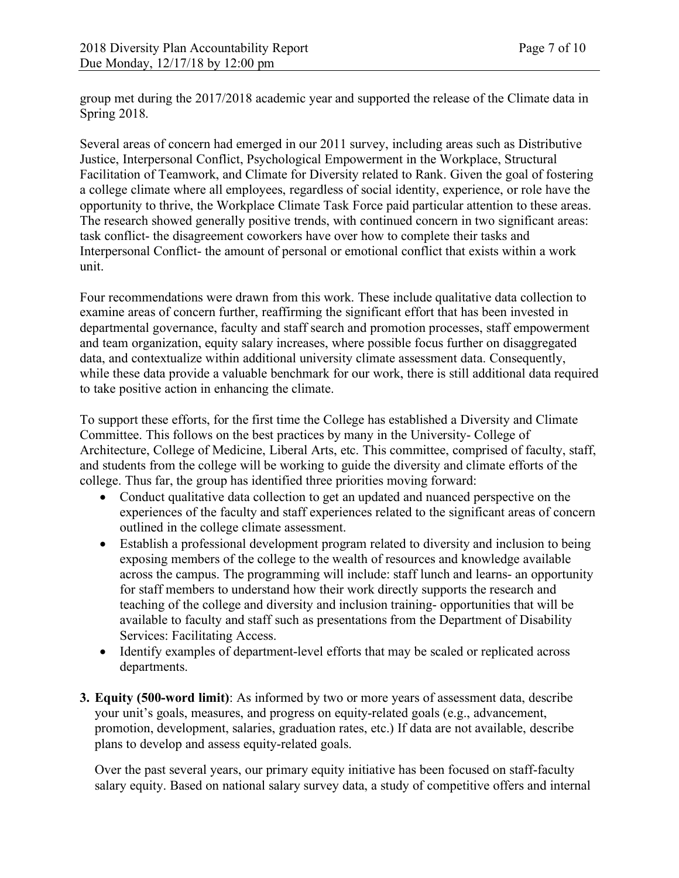group met during the 2017/2018 academic year and supported the release of the Climate data in Spring 2018.

Several areas of concern had emerged in our 2011 survey, including areas such as Distributive Justice, Interpersonal Conflict, Psychological Empowerment in the Workplace, Structural Facilitation of Teamwork, and Climate for Diversity related to Rank. Given the goal of fostering a college climate where all employees, regardless of social identity, experience, or role have the opportunity to thrive, the Workplace Climate Task Force paid particular attention to these areas. The research showed generally positive trends, with continued concern in two significant areas: task conflict- the disagreement coworkers have over how to complete their tasks and Interpersonal Conflict- the amount of personal or emotional conflict that exists within a work unit.

Four recommendations were drawn from this work. These include qualitative data collection to examine areas of concern further, reaffirming the significant effort that has been invested in departmental governance, faculty and staff search and promotion processes, staff empowerment and team organization, equity salary increases, where possible focus further on disaggregated data, and contextualize within additional university climate assessment data. Consequently, while these data provide a valuable benchmark for our work, there is still additional data required to take positive action in enhancing the climate.

To support these efforts, for the first time the College has established a Diversity and Climate Committee. This follows on the best practices by many in the University- College of Architecture, College of Medicine, Liberal Arts, etc. This committee, comprised of faculty, staff, and students from the college will be working to guide the diversity and climate efforts of the college. Thus far, the group has identified three priorities moving forward:

- Conduct qualitative data collection to get an updated and nuanced perspective on the experiences of the faculty and staff experiences related to the significant areas of concern outlined in the college climate assessment.
- Establish a professional development program related to diversity and inclusion to being exposing members of the college to the wealth of resources and knowledge available across the campus. The programming will include: staff lunch and learns- an opportunity for staff members to understand how their work directly supports the research and teaching of the college and diversity and inclusion training- opportunities that will be available to faculty and staff such as presentations from the Department of Disability Services: Facilitating Access.
- Identify examples of department-level efforts that may be scaled or replicated across departments.

3. **Equity (500-word limit)**: As informed by two or more years of assessment data, describe your unit's goals, measures, and progress on equity-related goals (e.g., advancement, promotion, development, salaries, graduation rates, etc.) If data are not available, describe plans to develop and assess equity-related goals.

   Over the past several years, our primary equity initiative has been focused on staff-faculty salary equity. Based on national salary survey data, a study of competitive offers and internal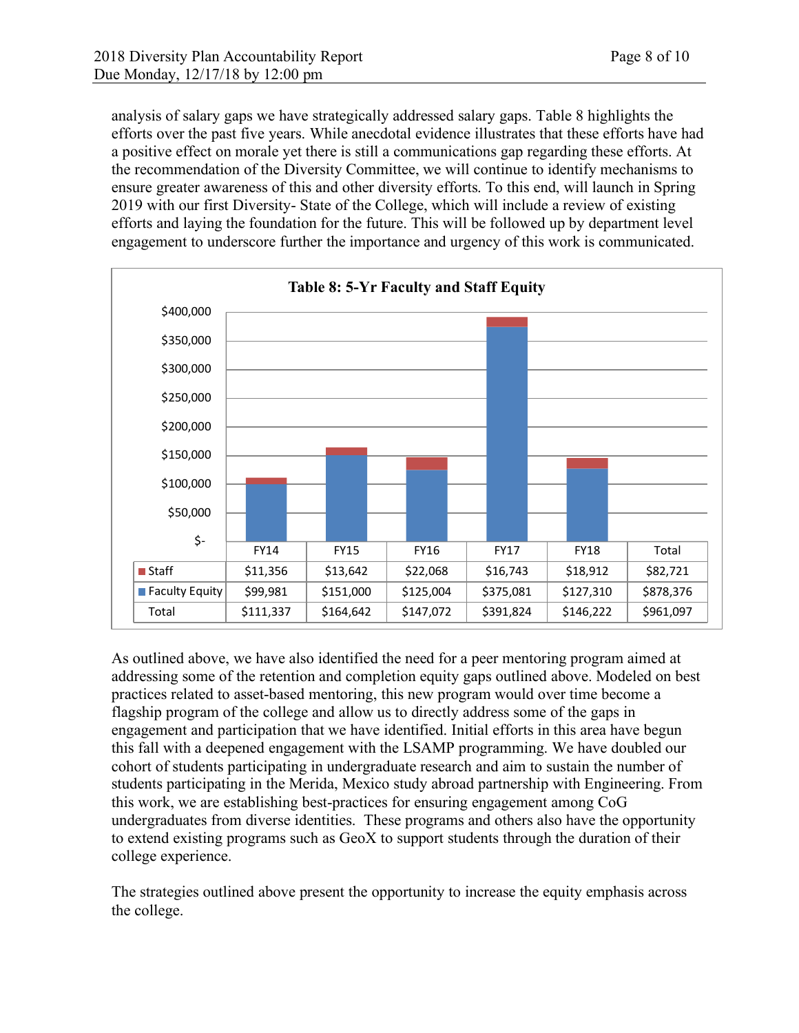analysis of salary gaps we have strategically addressed salary gaps. Table 8 highlights the efforts over the past five years. While anecdotal evidence illustrates that these efforts have had a positive effect on morale yet there is still a communications gap regarding these efforts. At the recommendation of the Diversity Committee, we will continue to identify mechanisms to ensure greater awareness of this and other diversity efforts. To this end, will launch in Spring 2019 with our first Diversity- State of the College, which will include a review of existing efforts and laying the foundation for the future. This will be followed up by department level engagement to underscore further the importance and urgency of this work is communicated.

**Table 8: 5-Yr Faculty and Staff Equity**

| | FY14 | FY15 | FY16 | FY17 | FY18 | Total |
|---|---|---|---|---|---|---|
| Staff | $11,356 | $13,642 | $22,068 | $16,743 | $18,912 | $82,721 |
| Faculty Equity | $99,981 | $151,000 | $125,004 | $375,081 | $127,310 | $878,376 |
| Total | $111,337 | $164,642 | $147,072 | $391,824 | $146,222 | $961,097 |

As outlined above, we have also identified the need for a peer mentoring program aimed at addressing some of the retention and completion equity gaps outlined above. Modeled on best practices related to asset-based mentoring, this new program would over time become a flagship program of the college and allow us to directly address some of the gaps in engagement and participation that we have identified. Initial efforts in this area have begun this fall with a deepened engagement with the LSAMP programming. We have doubled our cohort of students participating in undergraduate research and aim to sustain the number of students participating in the Merida, Mexico study abroad partnership with Engineering. From this work, we are establishing best-practices for ensuring engagement among CoG undergraduates from diverse identities. These programs and others also have the opportunity to extend existing programs such as GeoX to support students through the duration of their college experience.

The strategies outlined above present the opportunity to increase the equity emphasis across the college.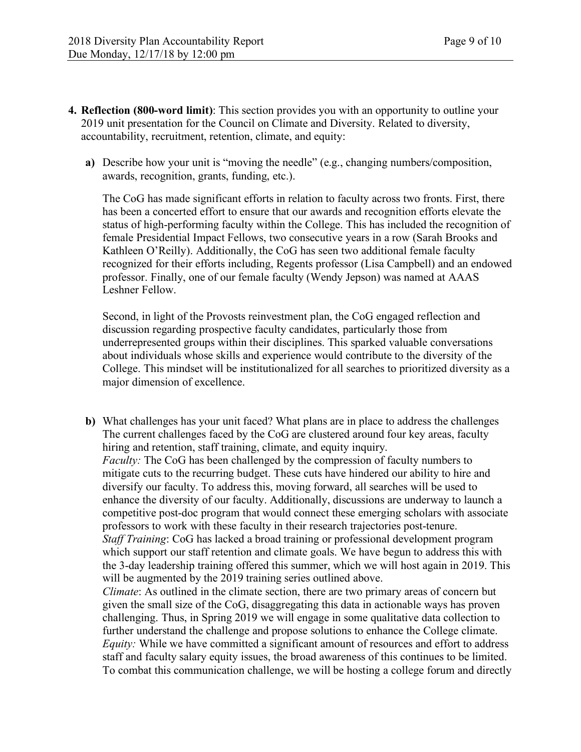4. **Reflection (800-word limit)**: This section provides you with an opportunity to outline your 2019 unit presentation for the Council on Climate and Diversity. Related to diversity, accountability, recruitment, retention, climate, and equity:

   a) Describe how your unit is "moving the needle" (e.g., changing numbers/composition, awards, recognition, grants, funding, etc.).

   The CoG has made significant efforts in relation to faculty across two fronts. First, there has been a concerted effort to ensure that our awards and recognition efforts elevate the status of high-performing faculty within the College. This has included the recognition of female Presidential Impact Fellows, two consecutive years in a row (Sarah Brooks and Kathleen O'Reilly). Additionally, the CoG has seen two additional female faculty recognized for their efforts including, Regents professor (Lisa Campbell) and an endowed professor. Finally, one of our female faculty (Wendy Jepson) was named at AAAS Leshner Fellow.

   Second, in light of the Provosts reinvestment plan, the CoG engaged reflection and discussion regarding prospective faculty candidates, particularly those from underrepresented groups within their disciplines. This sparked valuable conversations about individuals whose skills and experience would contribute to the diversity of the College. This mindset will be institutionalized for all searches to prioritized diversity as a major dimension of excellence.

   b) What challenges has your unit faced? What plans are in place to address the challenges
   The current challenges faced by the CoG are clustered around four key areas, faculty hiring and retention, staff training, climate, and equity inquiry.
   *Faculty:* The CoG has been challenged by the compression of faculty numbers to mitigate cuts to the recurring budget. These cuts have hindered our ability to hire and diversify our faculty. To address this, moving forward, all searches will be used to enhance the diversity of our faculty. Additionally, discussions are underway to launch a competitive post-doc program that would connect these emerging scholars with associate professors to work with these faculty in their research trajectories post-tenure.
   *Staff Training*: CoG has lacked a broad training or professional development program which support our staff retention and climate goals. We have begun to address this with the 3-day leadership training offered this summer, which we will host again in 2019. This will be augmented by the 2019 training series outlined above.
   *Climate*: As outlined in the climate section, there are two primary areas of concern but given the small size of the CoG, disaggregating this data in actionable ways has proven challenging. Thus, in Spring 2019 we will engage in some qualitative data collection to further understand the challenge and propose solutions to enhance the College climate.
   *Equity:* While we have committed a significant amount of resources and effort to address staff and faculty salary equity issues, the broad awareness of this continues to be limited. To combat this communication challenge, we will be hosting a college forum and directly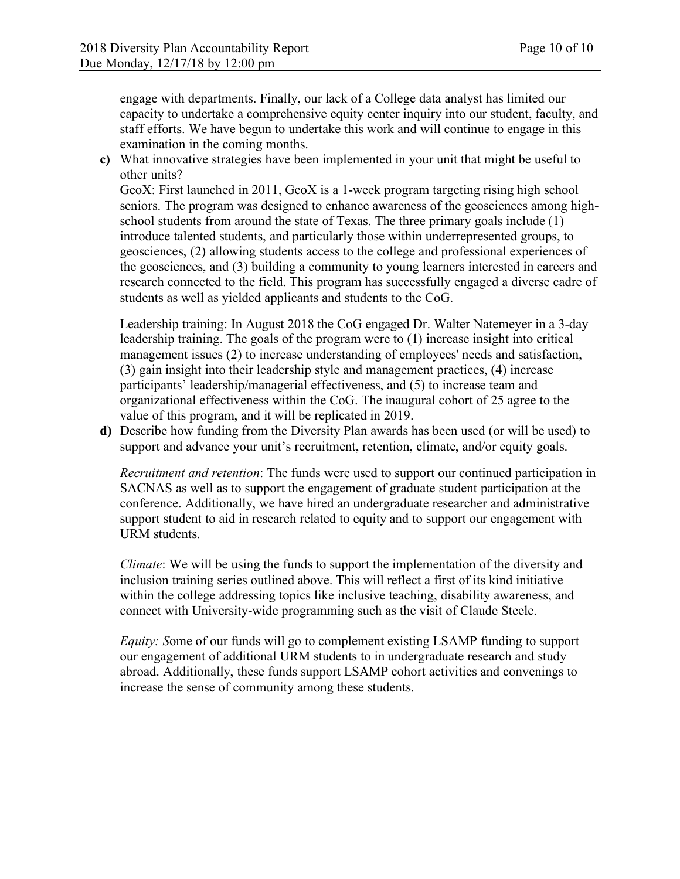engage with departments. Finally, our lack of a College data analyst has limited our capacity to undertake a comprehensive equity center inquiry into our student, faculty, and staff efforts. We have begun to undertake this work and will continue to engage in this examination in the coming months.

**c)** What innovative strategies have been implemented in your unit that might be useful to other units?

GeoX: First launched in 2011, GeoX is a 1-week program targeting rising high school seniors. The program was designed to enhance awareness of the geosciences among high-school students from around the state of Texas. The three primary goals include (1) introduce talented students, and particularly those within underrepresented groups, to geosciences, (2) allowing students access to the college and professional experiences of the geosciences, and (3) building a community to young learners interested in careers and research connected to the field. This program has successfully engaged a diverse cadre of students as well as yielded applicants and students to the CoG.

Leadership training: In August 2018 the CoG engaged Dr. Walter Natemeyer in a 3-day leadership training. The goals of the program were to (1) increase insight into critical management issues (2) to increase understanding of employees' needs and satisfaction, (3) gain insight into their leadership style and management practices, (4) increase participants' leadership/managerial effectiveness, and (5) to increase team and organizational effectiveness within the CoG. The inaugural cohort of 25 agree to the value of this program, and it will be replicated in 2019.

**d)** Describe how funding from the Diversity Plan awards has been used (or will be used) to support and advance your unit's recruitment, retention, climate, and/or equity goals.

*Recruitment and retention*: The funds were used to support our continued participation in SACNAS as well as to support the engagement of graduate student participation at the conference. Additionally, we have hired an undergraduate researcher and administrative support student to aid in research related to equity and to support our engagement with URM students.

*Climate*: We will be using the funds to support the implementation of the diversity and inclusion training series outlined above. This will reflect a first of its kind initiative within the college addressing topics like inclusive teaching, disability awareness, and connect with University-wide programming such as the visit of Claude Steele.

*Equity: S*ome of our funds will go to complement existing LSAMP funding to support our engagement of additional URM students to in undergraduate research and study abroad. Additionally, these funds support LSAMP cohort activities and convenings to increase the sense of community among these students.